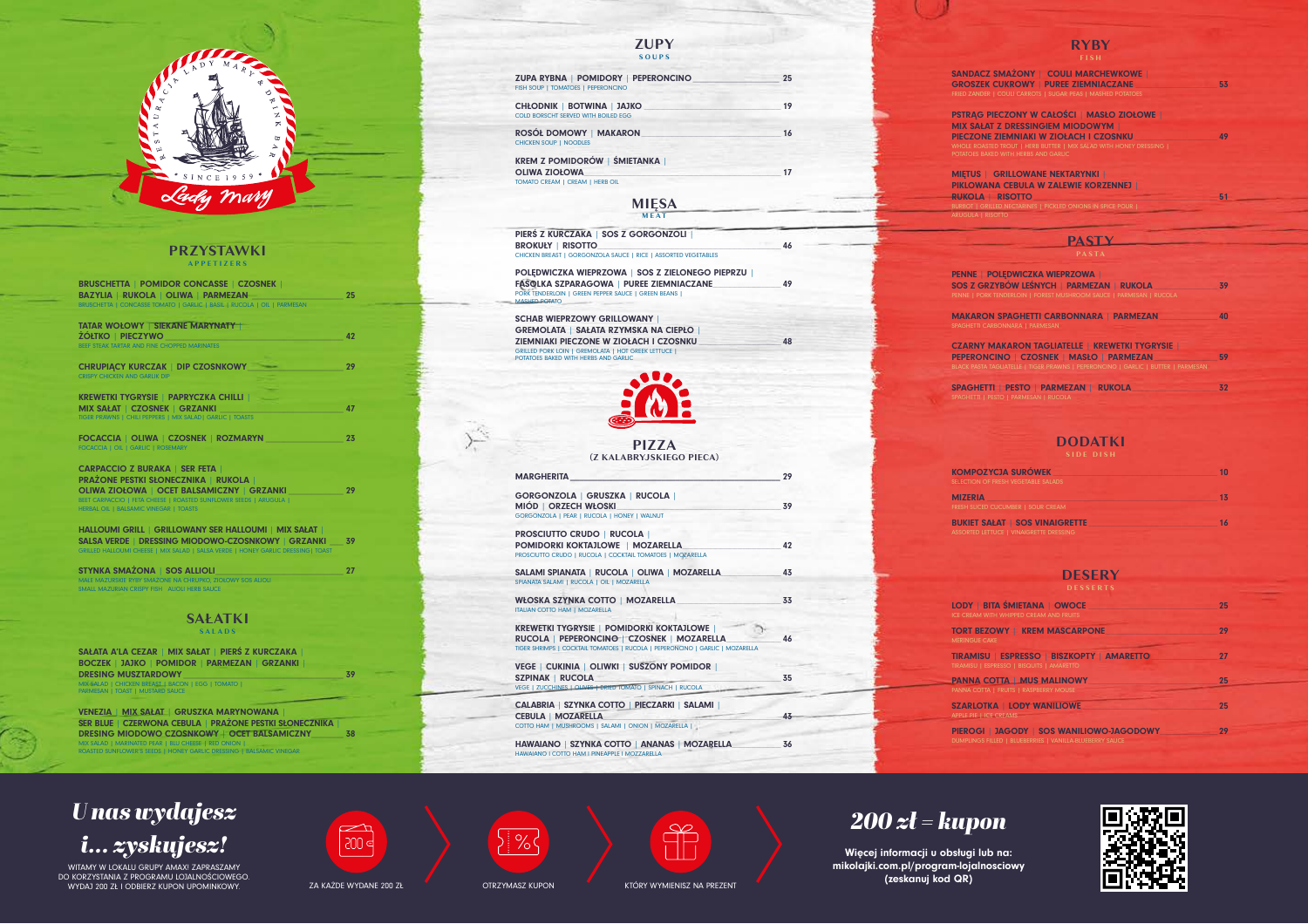Lady Mary — Restauracja & Drink Bar — Since 1959

## PRZYSTAWKI
APPETIZERS

**BRUSCHETTA | POMIDOR CONCASSE | CZOSNEK | BAZYLIA | RUKOLA | OLIWA | PARMEZAN** — 25
BRUSCHETTA | CONCASSE TOMATO | GARLIC | BASIL | RUCOLA | OIL | PARMESAN

**TATAR WOŁOWY | SIEKANE MARYNATY | ŻÓŁTKO | PIECZYWO** — 42
BEEF STEAK TARTAR AND FINE CHOPPED MARINATES

**CHRUPIĄCY KURCZAK | DIP CZOSNKOWY** — 29
CRISPY CHICKEN AND GARLIK DIP

**KREWETKI TYGRYSIE | PAPRYCZKA CHILLI | MIX SAŁAT | CZOSNEK | GRZANKI** — 47
TIGER PRAWNS | CHILI PEPPERS | MIX SALAD | GARLIC | TOASTS

**FOCACCIA | OLIWA | CZOSNEK | ROZMARYN** — 23
FOCACCIA | OIL | GARLIC | ROSEMARY

**CARPACCIO Z BURAKA | SER FETA | PRAŻONE PESTKI SŁONECZNIKA | RUKOLA | OLIWA ZIOŁOWA | OCET BALSAMICZNY | GRZANKI** — 29
BEET CARPACCIO | FETA CHEESE | ROASTED SUNFLOWER SEEDS | ARUGULA | HERBAL OIL | BALSAMIC VINEGAR | TOASTS

**HALLOUMI GRILL | GRILLOWANY SER HALLOUMI | MIX SAŁAT | SALSA VERDE | DRESSING MIODOWO-CZOSNKOWY | GRZANKI** — 39
GRILLED HALLOUMI CHEESE | MIX SALAD | SALSA VERDE | HONEY GARLIC DRESSING | TOAST

**STYNKA SMAŻONA | SOS ALLIOLI** — 27
MAŁE MAZURSKIE RYBY SMAŻONE NA CHRUPKO, ZIOŁOWY SOS ALLIOLI
SMALL MAZURIAN CRISPY FISH AIOLI HERB SAUCE

## SAŁATKI
SALADS

**SAŁATA A'LA CEZAR | MIX SAŁAT | PIERŚ Z KURCZAKA | BOCZEK | JAJKO | POMIDOR | PARMEZAN | GRZANKI | DRESING MUSZTARDOWY** — 39
MIX SALAD | CHICKEN BREAST | BACON | EGG | TOMATO | PARMESAN | TOAST | MUSTARD SAUCE

**VENEZIA | MIX SAŁAT | GRUSZKA MARYNOWANA | SER BLUE | CZERWONA CEBULA | PRAŻONE PESTKI SŁONECZNIKA | DRESING MIODOWO CZOSNKOWY | OCET BALSAMICZNY** — 38
MIX SALAD | MARINATED PEAR | BLU CHEESE | RED ONION | ROASTED SUNFLOWER'S SEEDS | HONEY GARLIC DRESSING | BALSAMIC VINEGAR

## ZUPY
SOUPS

**ZUPA RYBNA | POMIDORY | PEPERONCINO** — 25
FISH SOUP | TOMATOES | PEPERONCINO

**CHŁODNIK | BOTWINA | JAJKO** — 19
COLD BORSCHT SERVED WITH BOILED EGG

**ROSÓŁ DOMOWY | MAKARON** — 16
CHICKEN SOUP | NOODLES

**KREM Z POMIDORÓW | ŚMIETANKA | OLIWA ZIOŁOWA** — 17
TOMATO CREAM | CREAM | HERB OIL

## MIĘSA
MEAT

**PIERŚ Z KURCZAKA | SOS Z GORGONZOLI | BROKUŁY | RISOTTO** — 46
CHICKEN BREAST | GORGONZOLA SAUCE | RICE | ASSORTED VEGETABLES

**POLĘDWICZKA WIEPRZOWA | SOS Z ZIELONEGO PIEPRZU | FASOLKA SZPARAGOWA | PUREE ZIEMNIACZANE** — 49
PORK TENDERLOIN | GREEN PEPPER SAUCE | GREEN BEANS | MASHED POTATO

**SCHAB WIEPRZOWY GRILLOWANY | GREMOLATA | SAŁATA RZYMSKA NA CIEPŁO | ZIEMNIAKI PIECZONE W ZIOŁACH I CZOSNKU** — 48
GRILLED PORK LOIN | GREMOLATA | HOT GREEK LETTUCE | POTATOES BAKED WITH HERBS AND GARLIC

## PIZZA
(Z KALABRYJSKIEGO PIECA)

**MARGHERITA** — 29

**GORGONZOLA | GRUSZKA | RUCOLA | MIÓD | ORZECH WŁOSKI** — 39
GORGONZOLA | PEAR | RUCOLA | HONEY | WALNUT

**PROSCIUTTO CRUDO | RUCOLA | POMIDORKI KOKTAJLOWE | MOZARELLA** — 42
PROSCIUTTO CRUDO | RUCOLA | COCKTAIL TOMATOES | MOZARELLA

**SALAMI SPIANATA | RUCOLA | OLIWA | MOZARELLA** — 43
SPIANATA SALAMI | RUCOLA | OIL | MOZARELLA

**WŁOSKA SZYNKA COTTO | MOZARELLA** — 33
ITALIAN COTTO HAM | MOZARELLA

**KREWETKI TYGRYSIE | POMIDORKI KOKTAJLOWE | RUCOLA | PEPERONCINO | CZOSNEK | MOZARELLA** — 46
TIGER SHRIMPS | COCKTAIL TOMATOES | RUCOLA | PEPERONCINO | GARLIC | MOZARELLA

**VEGE | CUKINIA | OLIWKI | SUSZONY POMIDOR | SZPINAK | RUCOLA** — 35
VEGE | ZUCCHINIES | OLIVES | DRIED TOMATO | SPINACH | RUCOLA

**CALABRIA | SZYNKA COTTO | PIECZARKI | SALAMI | CEBULA | MOZARELLA** — 43
COTTO HAM | MUSHROOMS | SALAMI | ONION | MOZARELLA |

**HAWAIANO | SZYNKA COTTO | ANANAS | MOZARELLA** — 36
HAWAIANO | COTTO HAM | PINEAPPLE | MOZZARELLA

## RYBY
FISH

**SANDACZ SMAŻONY | COULI MARCHEWKOWE | GROSZEK CUKROWY | PUREE ZIEMNIACZANE** — 53
FRIED ZANDER | COULI CARROTS | SUGAR PEAS | MASHED POTATOES

**PSTRĄG PIECZONY W CAŁOŚCI | MASŁO ZIOŁOWE | MIX SAŁAT Z DRESSINGIEM MIODOWYM | PIECZONE ZIEMNIAKI W ZIOŁACH I CZOSNKU** — 49
WHOLE ROASTED TROUT | HERB BUTTER | MIX SALAD WITH HONEY DRESSING | POTATOES BAKED WITH HERBS AND GARLIC

**MIĘTUS | GRILLOWANE NEKTARYNKI | PIKLOWANA CEBULA W ZALEWIE KORZENNEJ | RUKOLA | RISOTTO** — 51
BURBOT | GRILLED NECTARINES | PICKLED ONIONS IN SPICE POUR | ARUGULA | RISOTTO

## PASTY
PASTA

**PENNE | POLĘDWICZKA WIEPRZOWA | SOS Z GRZYBÓW LEŚNYCH | PARMEZAN | RUKOLA** — 39
PENNE | PORK TENDERLOIN | FOREST MUSHROOM SAUCE | PARMESAN | RUCOLA

**MAKARON SPAGHETTI CARBONNARA | PARMEZAN** — 40
SPAGHETTI CARBONNARA | PARMESAN

**CZARNY MAKARON TAGLIATELLE | KREWETKI TYGRYSIE | PEPERONCINO | CZOSNEK | MASŁO | PARMEZAN** — 59
BLACK PASTA TAGLIATELLE | TIGER PRAWNS | PEPERONCINO | GARLIC | BUTTER | PARMESAN

**SPAGHETTI | PESTO | PARMEZAN | RUKOLA** — 32
SPAGHETTI | PESTO | PARMESAN | RUCOLA

## DODATKI
SIDE DISH

**KOMPOZYCJA SURÓWEK** — 10
SELECTION OF FRESH VEGETABLE SALADS

**MIZERIA** — 13
FRESH SLICED CUCUMBER | SOUR CREAM

**BUKIET SAŁAT | SOS VINAIGRETTE** — 16
ASSORTED LETTUCE | VINAIGRETTE DRESSING

## DESERY
DESSERTS

**LODY | BITA ŚMIETANA | OWOCE** — 25
ICE CREAM WITH WHIPPED CREAM AND FRUITS

**TORT BEZOWY | KREM MASCARPONE** — 29
MERINGUE CAKE

**TIRAMISU | ESPRESSO | BISZKOPTY | AMARETTO** — 27
TIRAMISU | ESPRESSO | BISCUITS | AMARETTO

**PANNA COTTA | MUS MALINOWY** — 25
PANNA COTTA | FRUITS | RASPBERRY MOUSSE

**SZARLOTKA | LODY WANILIOWE** — 25
APPLE PIE | ICE CREAMS

**PIEROGI | JAGODY | SOS WANILIOWO-JAGODOWY** — 29
DUMPLINGS FILLED | BLUEBERRIES | VANILLA-BLUEBERRY SAUCE

---

*U nas wydajesz i... zyskujesz!*

WITAMY W LOKALU GRUPY AMAX! ZAPRASZAMY DO KORZYSTANIA Z PROGRAMU LOJALNOŚCIOWEGO. WYDAJ 200 ZŁ I ODBIERZ KUPON UPOMINKOWY.

ZA KAŻDE WYDANE 200 ZŁ › OTRZYMASZ KUPON › KTÓRY WYMIENISZ NA PREZENT

*200 zł = kupon*

Więcej informacji u obsługi lub na: mikolajki.com.pl/program-lojalnosciowy (zeskanuj kod QR)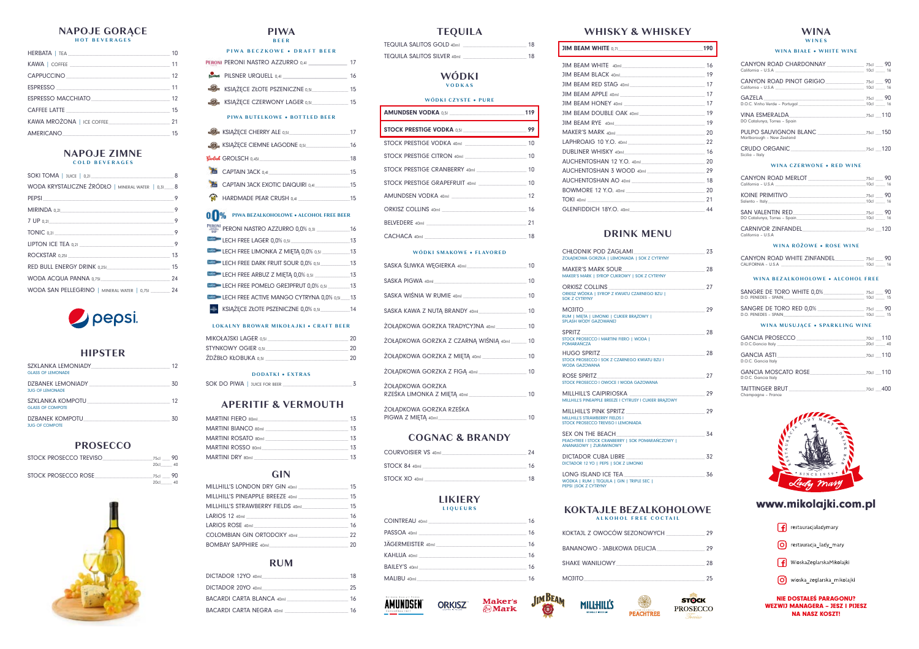## NAPOJE GORĄCE
### HOT BEVERAGES

| | |
|---|---|
| HERBATA \| TEA | 10 |
| KAWA \| COFFEE | 11 |
| CAPPUCCINO | 12 |
| ESPRESSO | 11 |
| ESPRESSO MACCHIATO | 12 |
| CAFFEE LATTE | 15 |
| KAWA MROŻONA \| ICE COFFEE | 21 |
| AMERICANO | 15 |

## NAPOJE ZIMNE
### COLD BEVERAGES

| | |
|---|---|
| SOKI TOMA \| JUICE \| 0,2l | 8 |
| WODA KRYSTALICZNE ŹRÓDŁO \| MINERAL WATER \| 0,3l | 8 |
| PEPSI | 9 |
| MIRINDA 0,2l | 9 |
| 7 UP 0,2l | 9 |
| TONIC 0,2l | 9 |
| LIPTON ICE TEA 0,2l | 9 |
| ROCKSTAR 0,25l | 13 |
| RED BULL ENERGY DRINK 0,25l | 15 |
| WODA ACQUA PANNA 0,75l | 24 |
| WODA SAN PELLEGRINO \| MINERAL WATER \| 0,75l | 24 |

## HIPSTER

| | |
|---|---|
| SZKLANKA LEMONIADY<br>GLASS OF LEMONADE | 12 |
| DZBANEK LEMONIADY<br>JUG OF LEMONADE | 30 |
| SZKLANKA KOMPOTU<br>GLASS OF COMPOTE | 12 |
| DZBANEK KOMPOTU<br>JUG OF COMPOTE | 30 |

## PROSECCO

| | | |
|---|---|---|
| STOCK PROSECCO TREVISO | 75cl | 90 |
| | 20cl | 40 |
| STOCK PROSECCO ROSE | 75cl | 90 |
| | 20cl | 40 |

## PIWA
### BEER

#### PIWA BECZKOWE • DRAFT BEER

| | |
|---|---|
| PERONI NASTRO AZZURRO 0,4l | 17 |
| PILSNER URQUELL 0,4l | 16 |
| KSIĄŻĘCE ZŁOTE PSZENICZNE 0,5l | 15 |
| KSIĄŻĘCE CZERWONY LAGER 0,5l | 15 |

#### PIWA BUTELKOWE • BOTTLED BEER

| | |
|---|---|
| KSIĄŻĘCE CHERRY ALE 0,5l | 17 |
| KSIĄŻĘCE CIEMNE ŁAGODNE 0,5l | 16 |
| GROLSCH 0,45l | 18 |
| CAPTAIN JACK 0,4l | 15 |
| CAPTAIN JACK EXOTIC DAIQUIRI 0,4l | 15 |
| HARDMADE PEAR CRUSH 0,4l | 15 |

#### 0,0% PIWA BEZALKOHOLOWE • ALCOHOL FREE BEER

| | |
|---|---|
| PERONI NASTRO AZZURRO 0,0% 0,3l | 16 |
| LECH FREE LAGER 0,0% 0,5l | 13 |
| LECH FREE LIMONKA Z MIĘTĄ 0,0% 0,5l | 13 |
| LECH FREE DARK FRUIT SOUR 0,0% 0,5l | 13 |
| LECH FREE ARBUZ Z MIĘTĄ 0,0% 0,5l | 13 |
| LECH FREE POMELO GREJPFRUT 0,0% 0,5l | 13 |
| LECH FREE ACTIVE MANGO CYTRYNA 0,0% 0,5l | 13 |
| KSIĄŻĘCE ZŁOTE PSZENICZNE 0,0% 0,5l | 14 |

#### LOKALNY BROWAR MIKOŁAJKI • CRAFT BEER

| | |
|---|---|
| MIKOŁAJSKI LAGER 0,5l | 20 |
| STYNKOWY OGIER 0,5l | 20 |
| ŹDŹBŁO KŁOBUKA 0,5l | 20 |

#### DODATKI • EXTRAS

| | |
|---|---|
| SOK DO PIWA \| JUICE FOR BEER | 3 |

## APERITIF & VERMOUTH

| | |
|---|---|
| MARTINI FIERO 80ml | 13 |
| MARTINI BIANCO 80ml | 13 |
| MARTINI ROSATO 80ml | 13 |
| MARTINI ROSSO 80ml | 13 |
| MARTINI DRY 80ml | 13 |

## GIN

| | |
|---|---|
| MILLHILL'S LONDON DRY GIN 40ml | 15 |
| MILLHILL'S PINEAPPLE BREEZE 40ml | 15 |
| MILLHILL'S STRAWBERRY FIELDS 40ml | 15 |
| LARIOS 12 40ml | 16 |
| LARIOS ROSE 40ml | 16 |
| COLOMBIAN GIN ORTODOXY 40ml | 22 |
| BOMBAY SAPPHIRE 40ml | 20 |

## RUM

| | |
|---|---|
| DICTADOR 12YO 40ml | 18 |
| DICTADOR 20YO 40ml | 25 |
| BACARDI CARTA BLANCA 40ml | 16 |
| BACARDI CARTA NEGRA 40ml | 16 |

## TEQUILA

| | |
|---|---|
| TEQUILA SALITOS GOLD 40ml | 18 |
| TEQUILA SALITOS SILVER 40ml | 18 |

## WÓDKI
### VODKAS

#### WÓDKI CZYSTE • PURE

| | |
|---|---|
| **AMUNDSEN VODKA 0,5l** | **119** |
| **STOCK PRESTIGE VODKA 0,5l** | **99** |
| STOCK PRESTIGE VODKA 40ml | 10 |
| STOCK PRESTIGE CITRON 40ml | 10 |
| STOCK PRESTIGE CRANBERRY 40ml | 10 |
| STOCK PRESTIGE GRAPEFRUIT 40ml | 10 |
| AMUNDSEN VODKA 40ml | 12 |
| ORKISZ COLLINS 40ml | 16 |
| BELVEDERE 40ml | 21 |
| CACHACA 40ml | 18 |

#### WÓDKI SMAKOWE • FLAVORED

| | |
|---|---|
| SASKA ŚLIWKA WĘGIERKA 40ml | 10 |
| SASKA PIGWA 40ml | 10 |
| SASKA WIŚNIA W RUMIE 40ml | 10 |
| SASKA KAWA Z NUTĄ BRANDY 40ml | 10 |
| ŻOŁĄDKOWA GORZKA TRADYCYJNA 40ml | 10 |
| ŻOŁĄDKOWA GORZKA Z CZARNĄ WIŚNIĄ 40ml | 10 |
| ŻOŁĄDKOWA GORZKA Z MIĘTĄ 40ml | 10 |
| ŻOŁĄDKOWA GORZKA Z FIGĄ 40ml | 10 |
| ŻOŁĄDKOWA GORZKA RZEŚKA LIMONKA Z MIĘTĄ 40ml | 10 |
| ŻOŁĄDKOWA GORZKA RZEŚKA PIGWA Z MIĘTĄ 40ml | 10 |

## COGNAC & BRANDY

| | |
|---|---|
| COURVOISIER VS 40ml | 24 |
| STOCK 84 40ml | 16 |
| STOCK XO 40ml | 18 |

## LIKIERY
### LIQUEURS

| | |
|---|---|
| COINTREAU 40ml | 16 |
| PASSOA 40ml | 16 |
| JÄGERMEISTER 40ml | 16 |
| KAHLUA 40ml | 16 |
| BAILEY'S 40ml | 16 |
| MALIBU 40ml | 16 |

## WHISKY & WHISKEY

| | |
|---|---|
| **JIM BEAM WHITE 0,7l** | **190** |
| JIM BEAM WHITE 40ml | 16 |
| JIM BEAM BLACK 40ml | 19 |
| JIM BEAM RED STAG 40ml | 17 |
| JIM BEAM APPLE 40ml | 17 |
| JIM BEAM HONEY 40ml | 17 |
| JIM BEAM DOUBLE OAK 40ml | 19 |
| JIM BEAM RYE 40ml | 19 |
| MAKER'S MARK 40ml | 20 |
| LAPHROAIG 10 Y.O. 40ml | 22 |
| DUBLINER WHISKY 40ml | 16 |
| AUCHENTOSHAN 12 Y.O. 40ml | 20 |
| AUCHENTOSHAN 3 WOOD 40ml | 29 |
| AUCHENTOSHAN AO 40ml | 18 |
| BOWMORE 12 Y.O. 40ml | 20 |
| TOKI 40ml | 21 |
| GLENFIDDICH 18Y.O. 40ml | 44 |

## DRINK MENU

| | |
|---|---|
| CHŁODNIK POD ŻAGLAMI<br>ŻOŁĄDKOWA GORZKA \| LEMONIADA \| SOK Z CYTRYNY | 23 |
| MAKER'S MARK SOUR<br>MAKER'S MARK \| SYROP CUKROWY \| SOK Z CYTRYNY | 28 |
| ORKISZ COLLINS<br>ORKISZ WÓDKA \| SYROP Z KWIATU CZARNEGO BZU \| SOK Z CYTRYNY | 27 |
| MOJITO<br>RUM \| MIĘTA \| LIMONKI \| CUKIER BRĄZOWY \| SPLASH WODY GAZOWANEJ | 29 |
| SPRITZ<br>STOCK PROSECCO \| MARTINI FIERO \| WODA \| POMARAŃCZA | 28 |
| HUGO SPRITZ<br>STOCK PROSECCO I SOK Z CZARNEGO KWIATU BZU I WODA GAZOWANA | 28 |
| ROSE SPRITZ<br>STOCK PROSECCO I OWOCE I WODA GAZOWANA | 27 |
| MILLHILL'S CAIPIRIOSKA<br>MILLHILL'S PINEAPPLE BREEZE I CYTRUSY I CUKIER BRĄZOWY | 29 |
| MILLHILL'S PINK SPRITZ<br>MILLHILL'S STRAWBERRY FIELDS I STOCK PROSECCO TREVISO I LEMONIADA | 29 |
| SEX ON THE BEACH<br>PEACHTREE I STOCK CRANBERRY \| SOK POMARAŃCZOWY \| ANANASOWY \| ŻURAWINOWY | 34 |
| DICTADOR CUBA LIBRE<br>DICTADOR 12 YO \| PEPSI \| SOK Z LIMONKI | 32 |
| LONG ISLAND ICE TEA<br>WÓDKA \| RUM \| TEQUILA \| GIN \| TRIPLE SEC \| PEPSI \|SOK Z CYTRYNY | 36 |

## KOKTAJLE BEZALKOHOLOWE
### ALKOHOL FREE COCTAIL

| | |
|---|---|
| KOKTAJL Z OWOCÓW SEZONOWYCH | 29 |
| BANANOWO - JABŁKOWA DELICJA | 29 |
| SHAKE WANILIOWY | 28 |
| MOJITO | 25 |

## WINA
### WINES

#### WINA BIAŁE • WHITE WINE

| | | |
|---|---|---|
| CANYON ROAD CHARDONNAY<br>California – U.S.A | 75cl<br>10cl | 90<br>16 |
| CANYON ROAD PINOT GRIGIO<br>California – U.S.A | 75cl<br>10cl | 90<br>16 |
| GAZELA<br>D.O.C. Vinho Verde – Portugal | 75cl<br>10cl | 90<br>16 |
| VINA ESMERALDA<br>DO Catalunya, Torres – Spain | 75cl | 110 |
| PULPO SAUVIGNON BLANC<br>Marlborough – New Zealand | 75cl | 150 |
| CRUDO ORGANIC<br>Sicilia – Italy | 75cl | 120 |

#### WINA CZERWONE • RED WINE

| | | |
|---|---|---|
| CANYON ROAD MERLOT<br>California – U.S.A | 75cl<br>10cl | 90<br>16 |
| KOINE PRIMITIVO<br>Salento – Italy | 75cl<br>10cl | 90<br>16 |
| SAN VALENTIN RED<br>DO Catalunya, Torres – Spain | 75cl<br>10cl | 90<br>16 |
| CARNIVOR ZINFANDEL<br>California – U.S.A | 75cl | 120 |

#### WINA RÓŻOWE • ROSE WINE

| | | |
|---|---|---|
| CANYON ROAD WHITE ZINFANDEL<br>CALIFORNIA – U.S.A | 75cl<br>10cl | 90<br>16 |

#### WINA BEZALKOHOLOWE • ALCOHOL FREE

| | | |
|---|---|---|
| SANGRE DE TORO WHITE 0,0%<br>D.O. PENEDES – SPAIN | 75cl<br>10cl | 90<br>15 |
| SANGRE DE TORO RED 0,0%<br>D.O. PENEDES – SPAIN | 75cl<br>10cl | 90<br>15 |

#### WINA MUSUJĄCE • SPARKLING WINE

| | | |
|---|---|---|
| GANCIA PROSECCO<br>D.O.C.Gancia Italy | 70cl<br>20cl | 110<br>40 |
| GANCIA ASTI<br>D.O.C. Gancia Italy | 70cl | 110 |
| GANCIA MOSCATO ROSE<br>D.O.C. Gancia Italy | 70cl | 110 |
| TAITTINGER BRUT<br>Champagne – France | 70cl | 400 |

Lady Mary

www.mikolajki.com.pl

restauracjaladymary

restauracja_lady_mary

WioskaZeglarskaMikolajki

wioska_zeglarska_mikolajki

**NIE DOSTAŁEŚ PARAGONU? WEZWIJ MANAGERA – JESZ I PIJESZ NA NASZ KOSZT!**